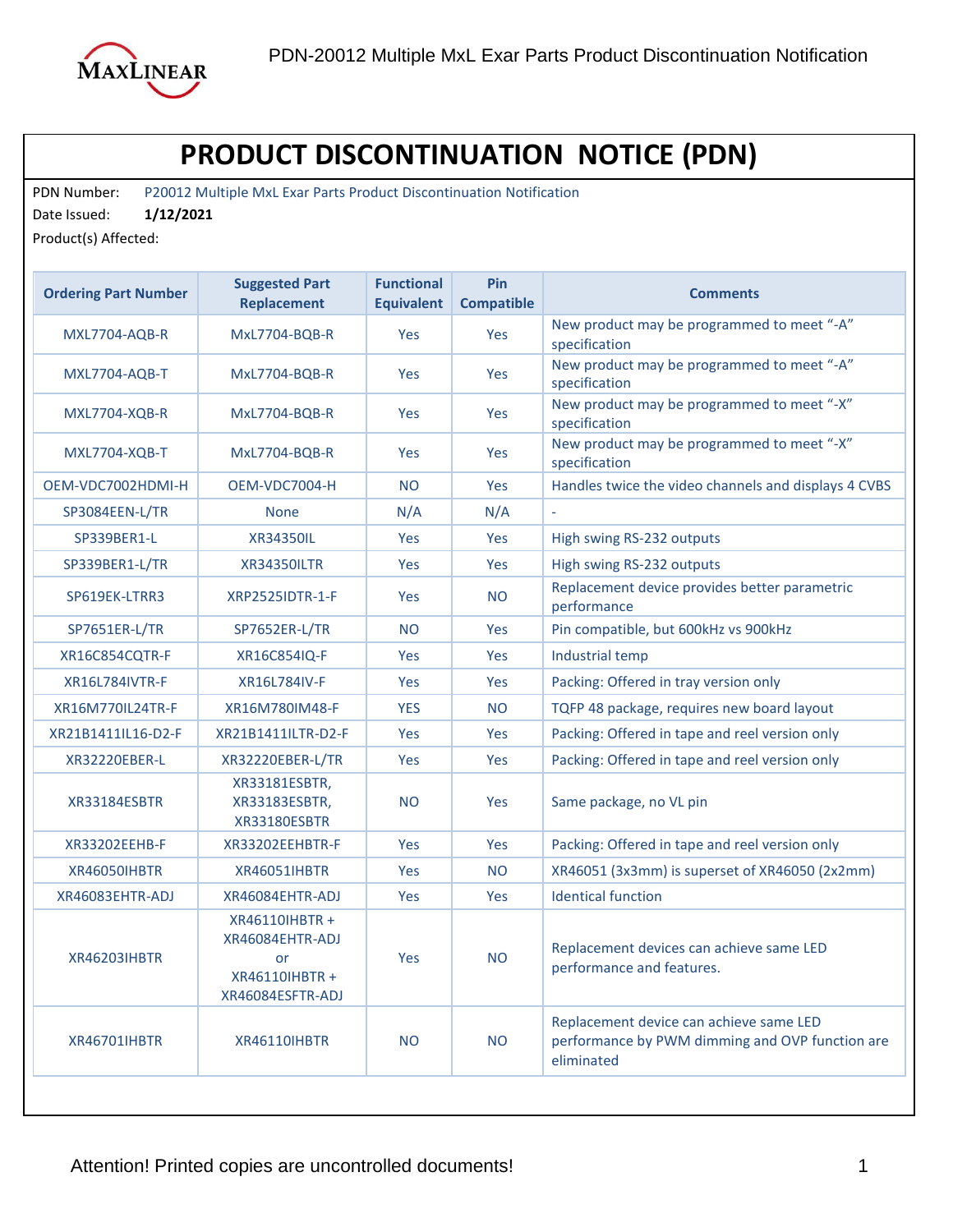# PRODUCT DISCONTINUATION NOTICE (PDN)

PDN Number: P20012 Multiple MxL Exar Parts Product Discontinuation Notification

Date Issued: **1/12/2021**

Product(s) Affected:

| Ordering Part Number | Suggested Part Replacement | Functional Equivalent | Pin Compatible | Comments |
|---|---|---|---|---|
| MXL7704-AQB-R | MxL7704-BQB-R | Yes | Yes | New product may be programmed to meet "-A" specification |
| MXL7704-AQB-T | MxL7704-BQB-R | Yes | Yes | New product may be programmed to meet "-A" specification |
| MXL7704-XQB-R | MxL7704-BQB-R | Yes | Yes | New product may be programmed to meet "-X" specification |
| MXL7704-XQB-T | MxL7704-BQB-R | Yes | Yes | New product may be programmed to meet "-X" specification |
| OEM-VDC7002HDMI-H | OEM-VDC7004-H | NO | Yes | Handles twice the video channels and displays 4 CVBS |
| SP3084EEN-L/TR | None | N/A | N/A | - |
| SP339BER1-L | XR34350IL | Yes | Yes | High swing RS-232 outputs |
| SP339BER1-L/TR | XR34350ILTR | Yes | Yes | High swing RS-232 outputs |
| SP619EK-LTRR3 | XRP2525IDTR-1-F | Yes | NO | Replacement device provides better parametric performance |
| SP7651ER-L/TR | SP7652ER-L/TR | NO | Yes | Pin compatible, but 600kHz vs 900kHz |
| XR16C854CQTR-F | XR16C854IQ-F | Yes | Yes | Industrial temp |
| XR16L784IVTR-F | XR16L784IV-F | Yes | Yes | Packing: Offered in tray version only |
| XR16M770IL24TR-F | XR16M780IM48-F | YES | NO | TQFP 48 package, requires new board layout |
| XR21B1411IL16-D2-F | XR21B1411ILTR-D2-F | Yes | Yes | Packing: Offered in tape and reel version only |
| XR32220EBER-L | XR32220EBER-L/TR | Yes | Yes | Packing: Offered in tape and reel version only |
| XR33184ESBTR | XR33181ESBTR, XR33183ESBTR, XR33180ESBTR | NO | Yes | Same package, no VL pin |
| XR33202EEHB-F | XR33202EEHBTR-F | Yes | Yes | Packing: Offered in tape and reel version only |
| XR46050IHBTR | XR46051IHBTR | Yes | NO | XR46051 (3x3mm) is superset of XR46050 (2x2mm) |
| XR46083EHTR-ADJ | XR46084EHTR-ADJ | Yes | Yes | Identical function |
| XR46203IHBTR | XR46110IHBTR + XR46084EHTR-ADJ or XR46110IHBTR + XR46084ESFTR-ADJ | Yes | NO | Replacement devices can achieve same LED performance and features. |
| XR46701IHBTR | XR46110IHBTR | NO | NO | Replacement device can achieve same LED performance by PWM dimming and OVP function are eliminated |

Attention! Printed copies are uncontrolled documents!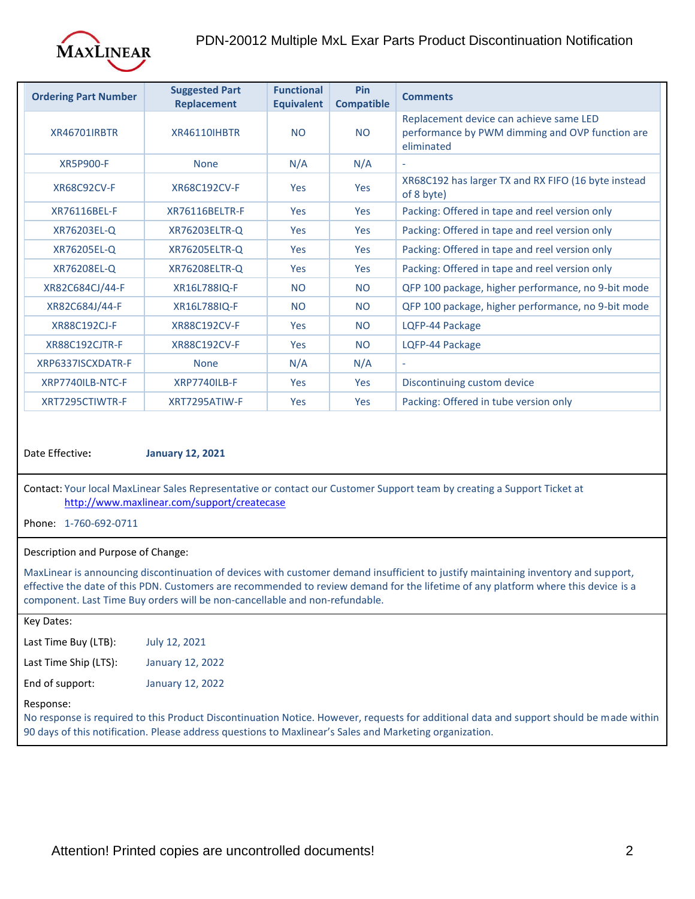| Ordering Part Number | Suggested Part Replacement | Functional Equivalent | Pin Compatible | Comments |
|---|---|---|---|---|
| XR46701IRBTR | XR46110IHBTR | NO | NO | Replacement device can achieve same LED performance by PWM dimming and OVP function are eliminated |
| XR5P900-F | None | N/A | N/A | - |
| XR68C92CV-F | XR68C192CV-F | Yes | Yes | XR68C192 has larger TX and RX FIFO (16 byte instead of 8 byte) |
| XR76116BEL-F | XR76116BELTR-F | Yes | Yes | Packing: Offered in tape and reel version only |
| XR76203EL-Q | XR76203ELTR-Q | Yes | Yes | Packing: Offered in tape and reel version only |
| XR76205EL-Q | XR76205ELTR-Q | Yes | Yes | Packing: Offered in tape and reel version only |
| XR76208EL-Q | XR76208ELTR-Q | Yes | Yes | Packing: Offered in tape and reel version only |
| XR82C684CJ/44-F | XR16L788IQ-F | NO | NO | QFP 100 package, higher performance, no 9-bit mode |
| XR82C684J/44-F | XR16L788IQ-F | NO | NO | QFP 100 package, higher performance, no 9-bit mode |
| XR88C192CJ-F | XR88C192CV-F | Yes | NO | LQFP-44 Package |
| XR88C192CJTR-F | XR88C192CV-F | Yes | NO | LQFP-44 Package |
| XRP6337ISCXDATR-F | None | N/A | N/A | - |
| XRP7740ILB-NTC-F | XRP7740ILB-F | Yes | Yes | Discontinuing custom device |
| XRT7295CTIWTR-F | XRT7295ATIW-F | Yes | Yes | Packing: Offered in tube version only |

Date Effective: **January 12, 2021**

Contact: Your local MaxLinear Sales Representative or contact our Customer Support team by creating a Support Ticket at http://www.maxlinear.com/support/createcase

Phone: 1-760-692-0711

Description and Purpose of Change:

MaxLinear is announcing discontinuation of devices with customer demand insufficient to justify maintaining inventory and support, effective the date of this PDN. Customers are recommended to review demand for the lifetime of any platform where this device is a component. Last Time Buy orders will be non-cancellable and non-refundable.

Key Dates:

Last Time Buy (LTB): July 12, 2021

Last Time Ship (LTS): January 12, 2022

End of support: January 12, 2022

Response:

No response is required to this Product Discontinuation Notice. However, requests for additional data and support should be made within 90 days of this notification. Please address questions to Maxlinear's Sales and Marketing organization.